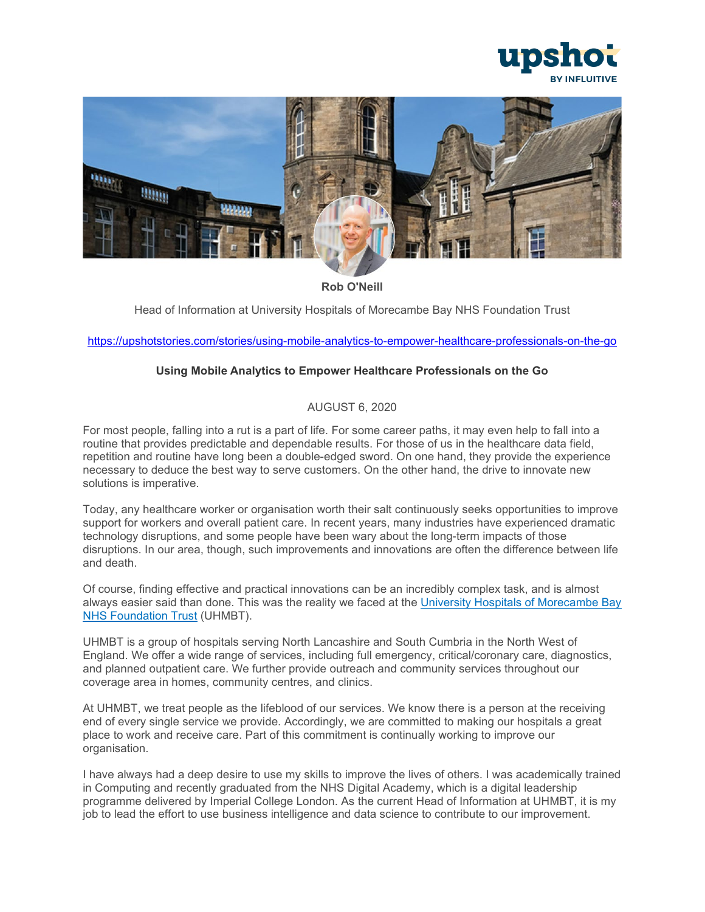upshot
BY INFLUITIVE

**Rob O'Neill**

Head of Information at University Hospitals of Morecambe Bay NHS Foundation Trust

[https://upshotstories.com/stories/using-mobile-analytics-to-empower-healthcare-professionals-on-the-go](https://upshotstories.com/stories/using-mobile-analytics-to-empower-healthcare-professionals-on-the-go)

# Using Mobile Analytics to Empower Healthcare Professionals on the Go

AUGUST 6, 2020

For most people, falling into a rut is a part of life. For some career paths, it may even help to fall into a routine that provides predictable and dependable results. For those of us in the healthcare data field, repetition and routine have long been a double-edged sword. On one hand, they provide the experience necessary to deduce the best way to serve customers. On the other hand, the drive to innovate new solutions is imperative.

Today, any healthcare worker or organisation worth their salt continuously seeks opportunities to improve support for workers and overall patient care. In recent years, many industries have experienced dramatic technology disruptions, and some people have been wary about the long-term impacts of those disruptions. In our area, though, such improvements and innovations are often the difference between life and death.

Of course, finding effective and practical innovations can be an incredibly complex task, and is almost always easier said than done. This was the reality we faced at the [University Hospitals of Morecambe Bay NHS Foundation Trust](https://www.uhmb.nhs.uk/) (UHMBT).

UHMBT is a group of hospitals serving North Lancashire and South Cumbria in the North West of England. We offer a wide range of services, including full emergency, critical/coronary care, diagnostics, and planned outpatient care. We further provide outreach and community services throughout our coverage area in homes, community centres, and clinics.

At UHMBT, we treat people as the lifeblood of our services. We know there is a person at the receiving end of every single service we provide. Accordingly, we are committed to making our hospitals a great place to work and receive care. Part of this commitment is continually working to improve our organisation.

I have always had a deep desire to use my skills to improve the lives of others. I was academically trained in Computing and recently graduated from the NHS Digital Academy, which is a digital leadership programme delivered by Imperial College London. As the current Head of Information at UHMBT, it is my job to lead the effort to use business intelligence and data science to contribute to our improvement.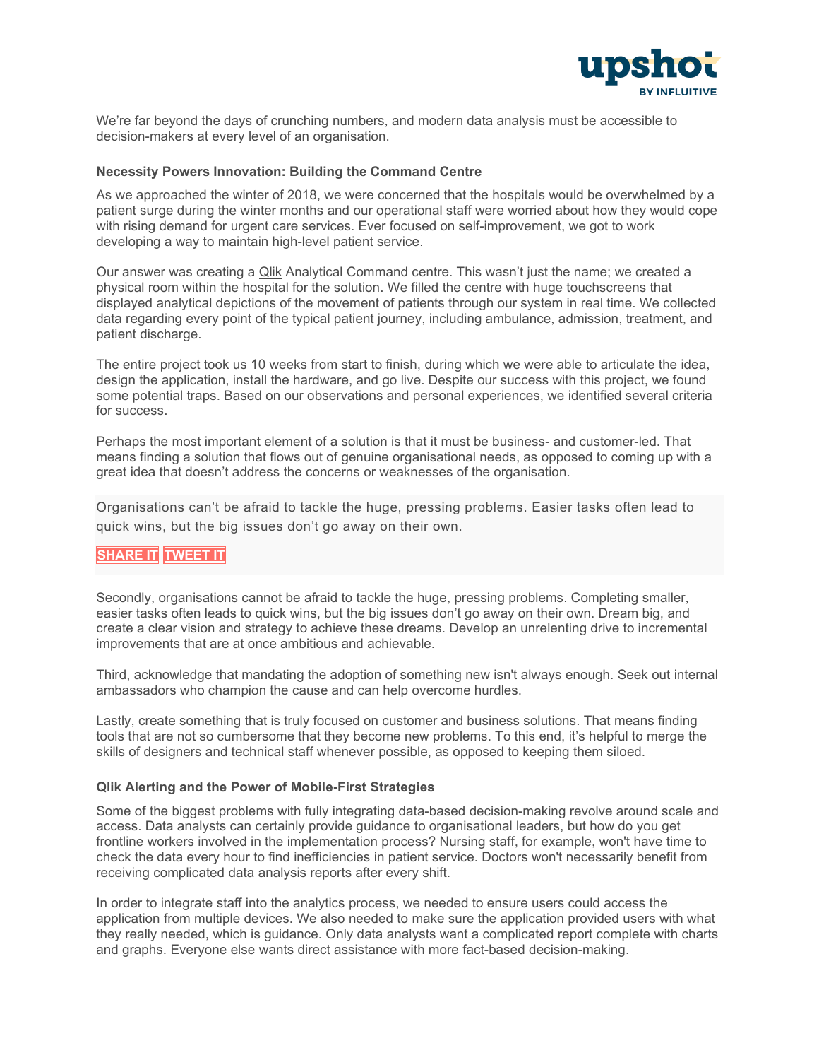We're far beyond the days of crunching numbers, and modern data analysis must be accessible to decision-makers at every level of an organisation.

**Necessity Powers Innovation: Building the Command Centre**

As we approached the winter of 2018, we were concerned that the hospitals would be overwhelmed by a patient surge during the winter months and our operational staff were worried about how they would cope with rising demand for urgent care services. Ever focused on self-improvement, we got to work developing a way to maintain high-level patient service.

Our answer was creating a Qlik Analytical Command centre. This wasn't just the name; we created a physical room within the hospital for the solution. We filled the centre with huge touchscreens that displayed analytical depictions of the movement of patients through our system in real time. We collected data regarding every point of the typical patient journey, including ambulance, admission, treatment, and patient discharge.

The entire project took us 10 weeks from start to finish, during which we were able to articulate the idea, design the application, install the hardware, and go live. Despite our success with this project, we found some potential traps. Based on our observations and personal experiences, we identified several criteria for success.

Perhaps the most important element of a solution is that it must be business- and customer-led. That means finding a solution that flows out of genuine organisational needs, as opposed to coming up with a great idea that doesn't address the concerns or weaknesses of the organisation.

> Organisations can't be afraid to tackle the huge, pressing problems. Easier tasks often lead to quick wins, but the big issues don't go away on their own.
>
> SHARE IT TWEET IT

Secondly, organisations cannot be afraid to tackle the huge, pressing problems. Completing smaller, easier tasks often leads to quick wins, but the big issues don't go away on their own. Dream big, and create a clear vision and strategy to achieve these dreams. Develop an unrelenting drive to incremental improvements that are at once ambitious and achievable.

Third, acknowledge that mandating the adoption of something new isn't always enough. Seek out internal ambassadors who champion the cause and can help overcome hurdles.

Lastly, create something that is truly focused on customer and business solutions. That means finding tools that are not so cumbersome that they become new problems. To this end, it's helpful to merge the skills of designers and technical staff whenever possible, as opposed to keeping them siloed.

**Qlik Alerting and the Power of Mobile-First Strategies**

Some of the biggest problems with fully integrating data-based decision-making revolve around scale and access. Data analysts can certainly provide guidance to organisational leaders, but how do you get frontline workers involved in the implementation process? Nursing staff, for example, won't have time to check the data every hour to find inefficiencies in patient service. Doctors won't necessarily benefit from receiving complicated data analysis reports after every shift.

In order to integrate staff into the analytics process, we needed to ensure users could access the application from multiple devices. We also needed to make sure the application provided users with what they really needed, which is guidance. Only data analysts want a complicated report complete with charts and graphs. Everyone else wants direct assistance with more fact-based decision-making.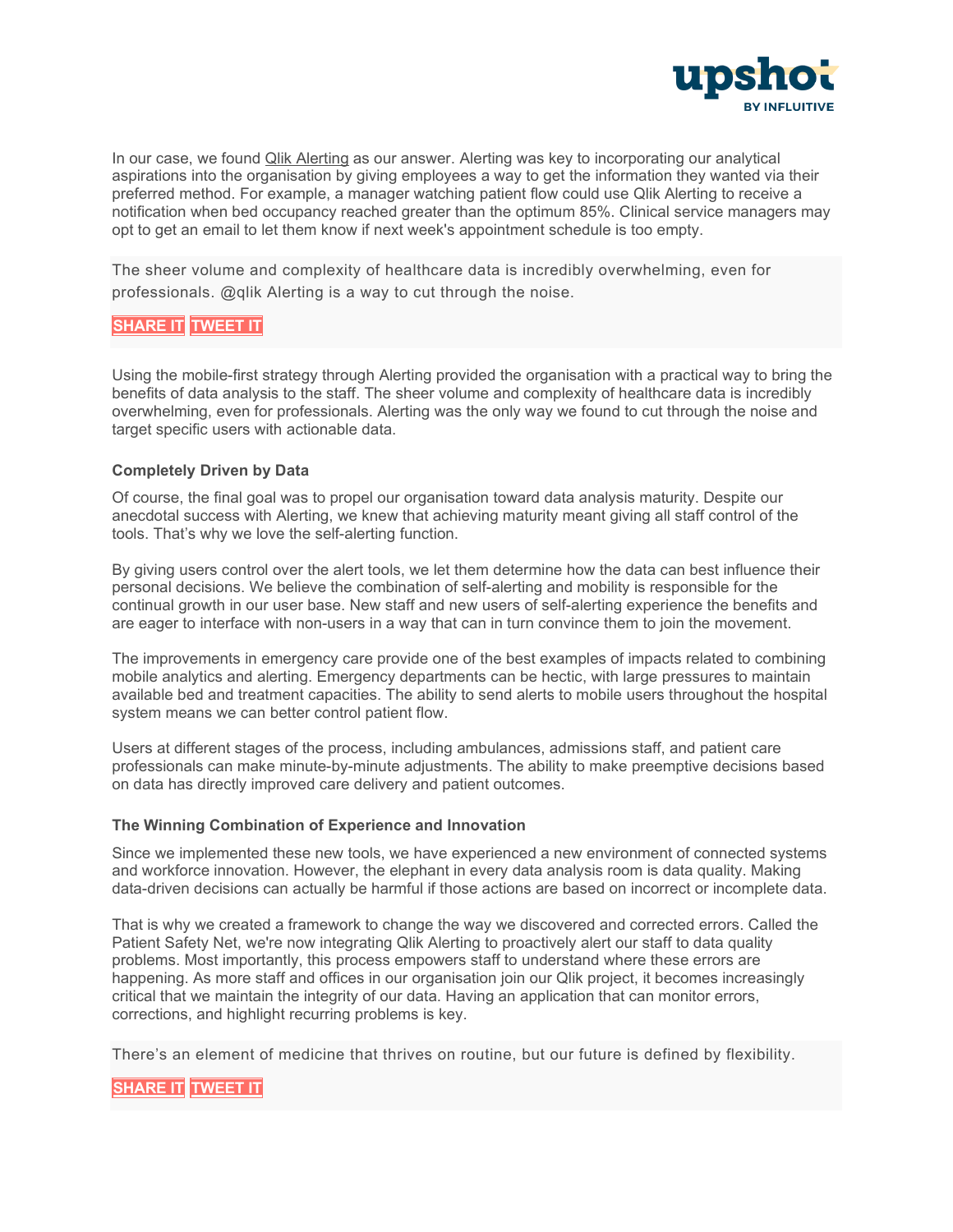In our case, we found Qlik Alerting as our answer. Alerting was key to incorporating our analytical aspirations into the organisation by giving employees a way to get the information they wanted via their preferred method. For example, a manager watching patient flow could use Qlik Alerting to receive a notification when bed occupancy reached greater than the optimum 85%. Clinical service managers may opt to get an email to let them know if next week's appointment schedule is too empty.

> The sheer volume and complexity of healthcare data is incredibly overwhelming, even for professionals. @qlik Alerting is a way to cut through the noise.
>
> SHARE IT TWEET IT

Using the mobile-first strategy through Alerting provided the organisation with a practical way to bring the benefits of data analysis to the staff. The sheer volume and complexity of healthcare data is incredibly overwhelming, even for professionals. Alerting was the only way we found to cut through the noise and target specific users with actionable data.

**Completely Driven by Data**

Of course, the final goal was to propel our organisation toward data analysis maturity. Despite our anecdotal success with Alerting, we knew that achieving maturity meant giving all staff control of the tools. That's why we love the self-alerting function.

By giving users control over the alert tools, we let them determine how the data can best influence their personal decisions. We believe the combination of self-alerting and mobility is responsible for the continual growth in our user base. New staff and new users of self-alerting experience the benefits and are eager to interface with non-users in a way that can in turn convince them to join the movement.

The improvements in emergency care provide one of the best examples of impacts related to combining mobile analytics and alerting. Emergency departments can be hectic, with large pressures to maintain available bed and treatment capacities. The ability to send alerts to mobile users throughout the hospital system means we can better control patient flow.

Users at different stages of the process, including ambulances, admissions staff, and patient care professionals can make minute-by-minute adjustments. The ability to make preemptive decisions based on data has directly improved care delivery and patient outcomes.

**The Winning Combination of Experience and Innovation**

Since we implemented these new tools, we have experienced a new environment of connected systems and workforce innovation. However, the elephant in every data analysis room is data quality. Making data-driven decisions can actually be harmful if those actions are based on incorrect or incomplete data.

That is why we created a framework to change the way we discovered and corrected errors. Called the Patient Safety Net, we're now integrating Qlik Alerting to proactively alert our staff to data quality problems. Most importantly, this process empowers staff to understand where these errors are happening. As more staff and offices in our organisation join our Qlik project, it becomes increasingly critical that we maintain the integrity of our data. Having an application that can monitor errors, corrections, and highlight recurring problems is key.

> There's an element of medicine that thrives on routine, but our future is defined by flexibility.
>
> SHARE IT TWEET IT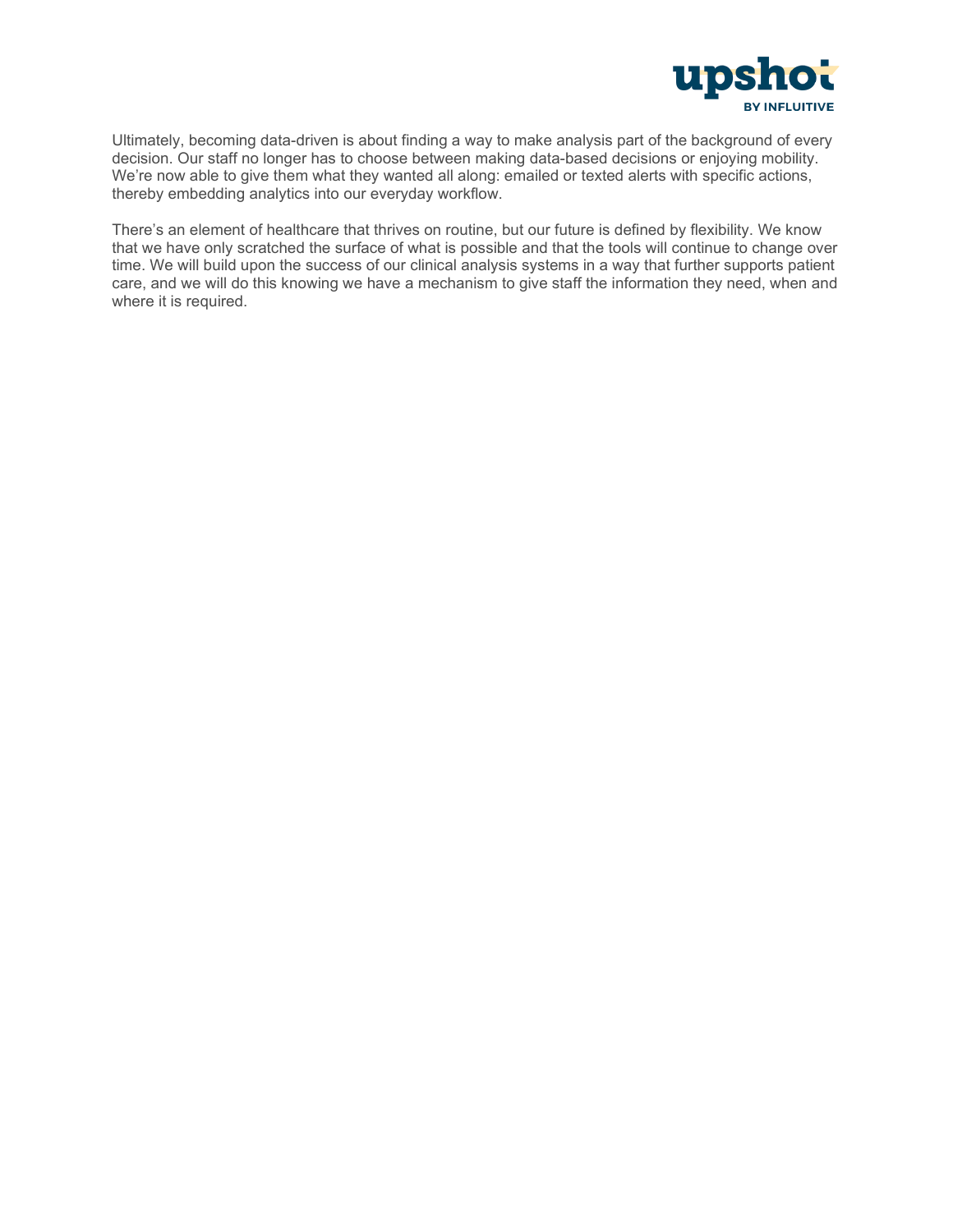Ultimately, becoming data-driven is about finding a way to make analysis part of the background of every decision. Our staff no longer has to choose between making data-based decisions or enjoying mobility. We're now able to give them what they wanted all along: emailed or texted alerts with specific actions, thereby embedding analytics into our everyday workflow.

There's an element of healthcare that thrives on routine, but our future is defined by flexibility. We know that we have only scratched the surface of what is possible and that the tools will continue to change over time. We will build upon the success of our clinical analysis systems in a way that further supports patient care, and we will do this knowing we have a mechanism to give staff the information they need, when and where it is required.